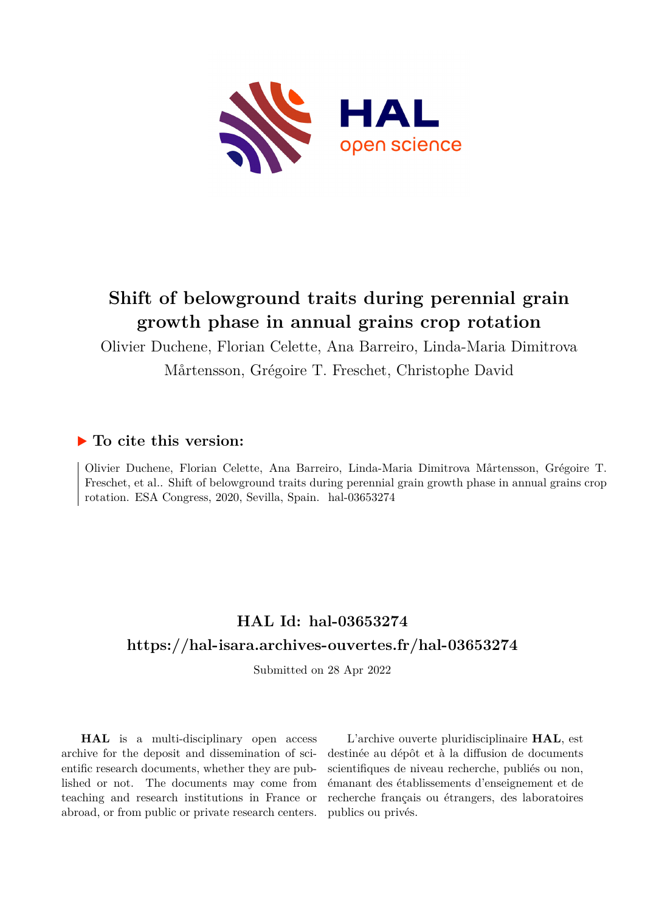# Shift of belowground traits during perennial grain growth phase in annual grains crop rotation

Olivier Duchene, Florian Celette, Ana Barreiro, Linda-Maria Dimitrova Mårtensson, Grégoire T. Freschet, Christophe David

## ▶ To cite this version:

Olivier Duchene, Florian Celette, Ana Barreiro, Linda-Maria Dimitrova Mårtensson, Grégoire T. Freschet, et al.. Shift of belowground traits during perennial grain growth phase in annual grains crop rotation. ESA Congress, 2020, Sevilla, Spain. hal-03653274

## HAL Id: hal-03653274

## https://hal-isara.archives-ouvertes.fr/hal-03653274

Submitted on 28 Apr 2022

**HAL** is a multi-disciplinary open access archive for the deposit and dissemination of scientific research documents, whether they are published or not. The documents may come from teaching and research institutions in France or abroad, or from public or private research centers.

L'archive ouverte pluridisciplinaire **HAL**, est destinée au dépôt et à la diffusion de documents scientifiques de niveau recherche, publiés ou non, émanant des établissements d'enseignement et de recherche français ou étrangers, des laboratoires publics ou privés.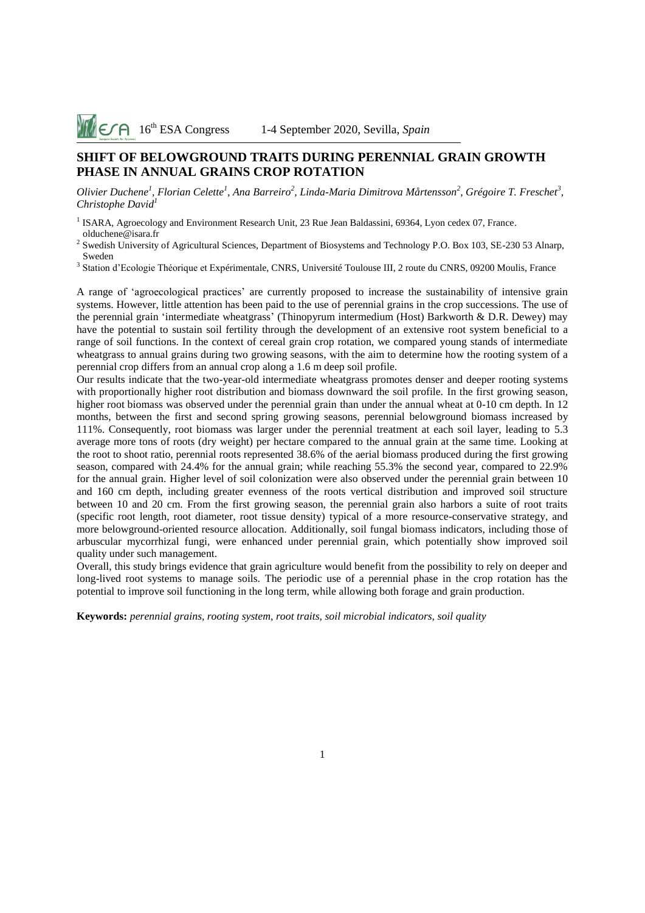# SHIFT OF BELOWGROUND TRAITS DURING PERENNIAL GRAIN GROWTH PHASE IN ANNUAL GRAINS CROP ROTATION

*Olivier Duchene[1], Florian Celette[1], Ana Barreiro[2], Linda-Maria Dimitrova Mårtensson[2], Grégoire T. Freschet[3], Christophe David[1]*

[1] ISARA, Agroecology and Environment Research Unit, 23 Rue Jean Baldassini, 69364, Lyon cedex 07, France. olduchene@isara.fr

[2] Swedish University of Agricultural Sciences, Department of Biosystems and Technology P.O. Box 103, SE-230 53 Alnarp, Sweden

[3] Station d'Ecologie Théorique et Expérimentale, CNRS, Université Toulouse III, 2 route du CNRS, 09200 Moulis, France

A range of 'agroecological practices' are currently proposed to increase the sustainability of intensive grain systems. However, little attention has been paid to the use of perennial grains in the crop successions. The use of the perennial grain 'intermediate wheatgrass' (Thinopyrum intermedium (Host) Barkworth & D.R. Dewey) may have the potential to sustain soil fertility through the development of an extensive root system beneficial to a range of soil functions. In the context of cereal grain crop rotation, we compared young stands of intermediate wheatgrass to annual grains during two growing seasons, with the aim to determine how the rooting system of a perennial crop differs from an annual crop along a 1.6 m deep soil profile.

Our results indicate that the two-year-old intermediate wheatgrass promotes denser and deeper rooting systems with proportionally higher root distribution and biomass downward the soil profile. In the first growing season, higher root biomass was observed under the perennial grain than under the annual wheat at 0-10 cm depth. In 12 months, between the first and second spring growing seasons, perennial belowground biomass increased by 111%. Consequently, root biomass was larger under the perennial treatment at each soil layer, leading to 5.3 average more tons of roots (dry weight) per hectare compared to the annual grain at the same time. Looking at the root to shoot ratio, perennial roots represented 38.6% of the aerial biomass produced during the first growing season, compared with 24.4% for the annual grain; while reaching 55.3% the second year, compared to 22.9% for the annual grain. Higher level of soil colonization were also observed under the perennial grain between 10 and 160 cm depth, including greater evenness of the roots vertical distribution and improved soil structure between 10 and 20 cm. From the first growing season, the perennial grain also harbors a suite of root traits (specific root length, root diameter, root tissue density) typical of a more resource-conservative strategy, and more belowground-oriented resource allocation. Additionally, soil fungal biomass indicators, including those of arbuscular mycorrhizal fungi, were enhanced under perennial grain, which potentially show improved soil quality under such management.

Overall, this study brings evidence that grain agriculture would benefit from the possibility to rely on deeper and long-lived root systems to manage soils. The periodic use of a perennial phase in the crop rotation has the potential to improve soil functioning in the long term, while allowing both forage and grain production.

**Keywords:** *perennial grains, rooting system, root traits, soil microbial indicators, soil quality*